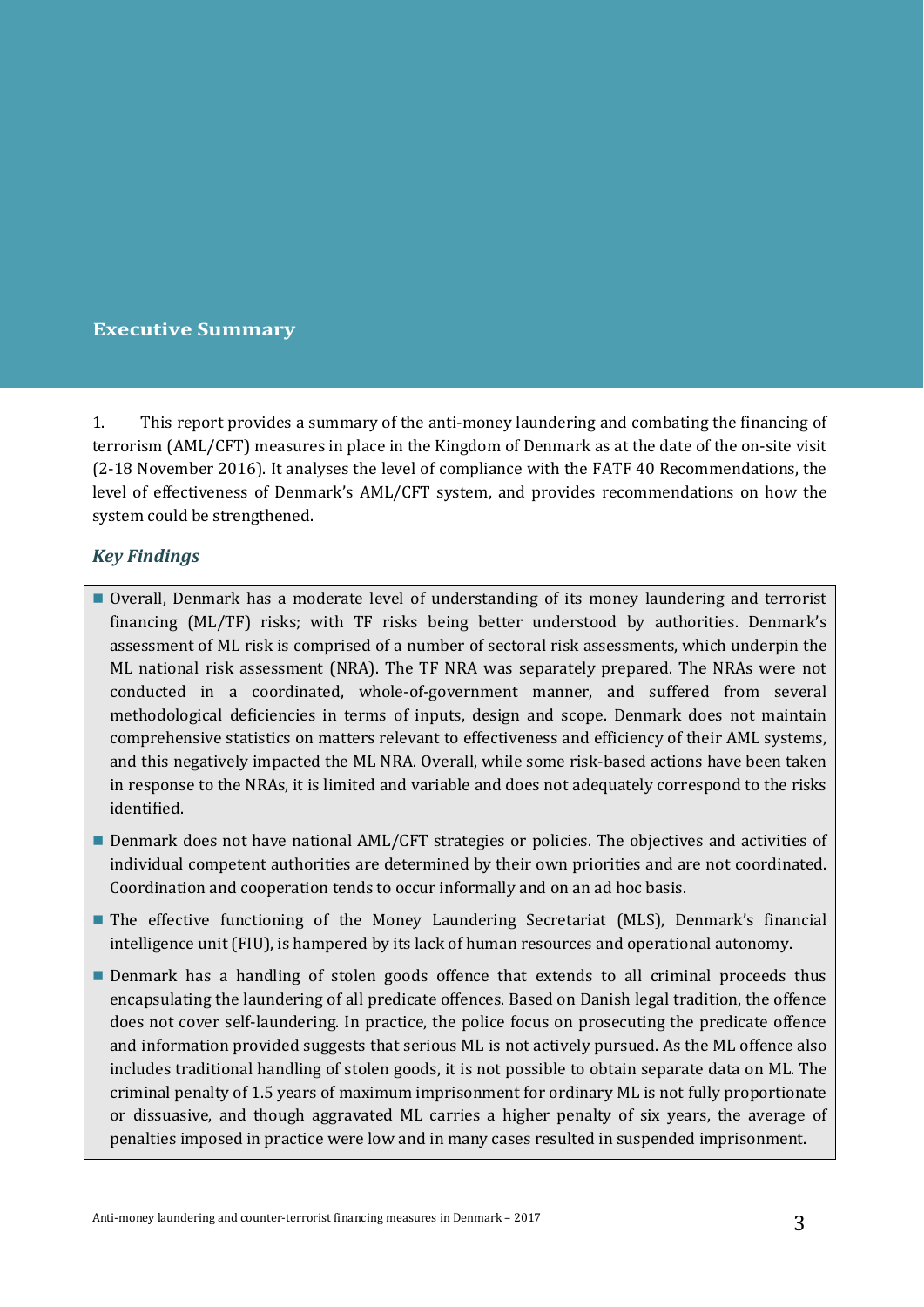# Executive Summary

1. This report provides a summary of the anti-money laundering and combating the financing of terrorism (AML/CFT) measures in place in the Kingdom of Denmark as at the date of the on-site visit (2-18 November 2016). It analyses the level of compliance with the FATF 40 Recommendations, the level of effectiveness of Denmark's AML/CFT system, and provides recommendations on how the system could be strengthened.

## *Key Findings*

- Overall, Denmark has a moderate level of understanding of its money laundering and terrorist financing (ML/TF) risks; with TF risks being better understood by authorities. Denmark's assessment of ML risk is comprised of a number of sectoral risk assessments, which underpin the ML national risk assessment (NRA). The TF NRA was separately prepared. The NRAs were not conducted in a coordinated, whole-of-government manner, and suffered from several methodological deficiencies in terms of inputs, design and scope. Denmark does not maintain comprehensive statistics on matters relevant to effectiveness and efficiency of their AML systems, and this negatively impacted the ML NRA. Overall, while some risk-based actions have been taken in response to the NRAs, it is limited and variable and does not adequately correspond to the risks identified.
- Denmark does not have national AML/CFT strategies or policies. The objectives and activities of individual competent authorities are determined by their own priorities and are not coordinated. Coordination and cooperation tends to occur informally and on an ad hoc basis.
- The effective functioning of the Money Laundering Secretariat (MLS), Denmark's financial intelligence unit (FIU), is hampered by its lack of human resources and operational autonomy.
- Denmark has a handling of stolen goods offence that extends to all criminal proceeds thus encapsulating the laundering of all predicate offences. Based on Danish legal tradition, the offence does not cover self-laundering. In practice, the police focus on prosecuting the predicate offence and information provided suggests that serious ML is not actively pursued. As the ML offence also includes traditional handling of stolen goods, it is not possible to obtain separate data on ML. The criminal penalty of 1.5 years of maximum imprisonment for ordinary ML is not fully proportionate or dissuasive, and though aggravated ML carries a higher penalty of six years, the average of penalties imposed in practice were low and in many cases resulted in suspended imprisonment.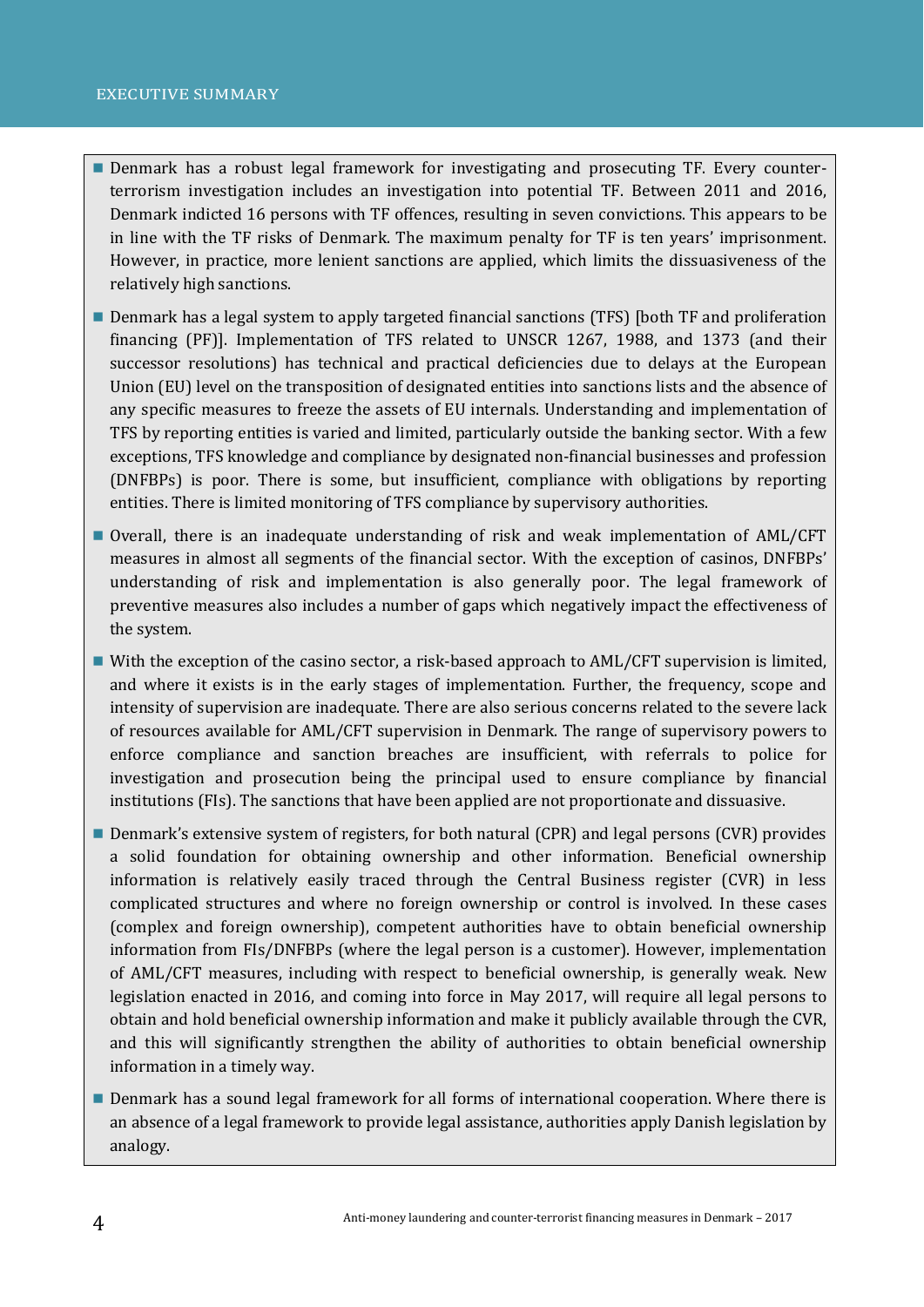- Denmark has a robust legal framework for investigating and prosecuting TF. Every counter-terrorism investigation includes an investigation into potential TF. Between 2011 and 2016, Denmark indicted 16 persons with TF offences, resulting in seven convictions. This appears to be in line with the TF risks of Denmark. The maximum penalty for TF is ten years' imprisonment. However, in practice, more lenient sanctions are applied, which limits the dissuasiveness of the relatively high sanctions.
- Denmark has a legal system to apply targeted financial sanctions (TFS) [both TF and proliferation financing (PF)]. Implementation of TFS related to UNSCR 1267, 1988, and 1373 (and their successor resolutions) has technical and practical deficiencies due to delays at the European Union (EU) level on the transposition of designated entities into sanctions lists and the absence of any specific measures to freeze the assets of EU internals. Understanding and implementation of TFS by reporting entities is varied and limited, particularly outside the banking sector. With a few exceptions, TFS knowledge and compliance by designated non-financial businesses and profession (DNFBPs) is poor. There is some, but insufficient, compliance with obligations by reporting entities. There is limited monitoring of TFS compliance by supervisory authorities.
- Overall, there is an inadequate understanding of risk and weak implementation of AML/CFT measures in almost all segments of the financial sector. With the exception of casinos, DNFBPs' understanding of risk and implementation is also generally poor. The legal framework of preventive measures also includes a number of gaps which negatively impact the effectiveness of the system.
- With the exception of the casino sector, a risk-based approach to AML/CFT supervision is limited, and where it exists is in the early stages of implementation. Further, the frequency, scope and intensity of supervision are inadequate. There are also serious concerns related to the severe lack of resources available for AML/CFT supervision in Denmark. The range of supervisory powers to enforce compliance and sanction breaches are insufficient, with referrals to police for investigation and prosecution being the principal used to ensure compliance by financial institutions (FIs). The sanctions that have been applied are not proportionate and dissuasive.
- Denmark's extensive system of registers, for both natural (CPR) and legal persons (CVR) provides a solid foundation for obtaining ownership and other information. Beneficial ownership information is relatively easily traced through the Central Business register (CVR) in less complicated structures and where no foreign ownership or control is involved. In these cases (complex and foreign ownership), competent authorities have to obtain beneficial ownership information from FIs/DNFBPs (where the legal person is a customer). However, implementation of AML/CFT measures, including with respect to beneficial ownership, is generally weak. New legislation enacted in 2016, and coming into force in May 2017, will require all legal persons to obtain and hold beneficial ownership information and make it publicly available through the CVR, and this will significantly strengthen the ability of authorities to obtain beneficial ownership information in a timely way.
- Denmark has a sound legal framework for all forms of international cooperation. Where there is an absence of a legal framework to provide legal assistance, authorities apply Danish legislation by analogy.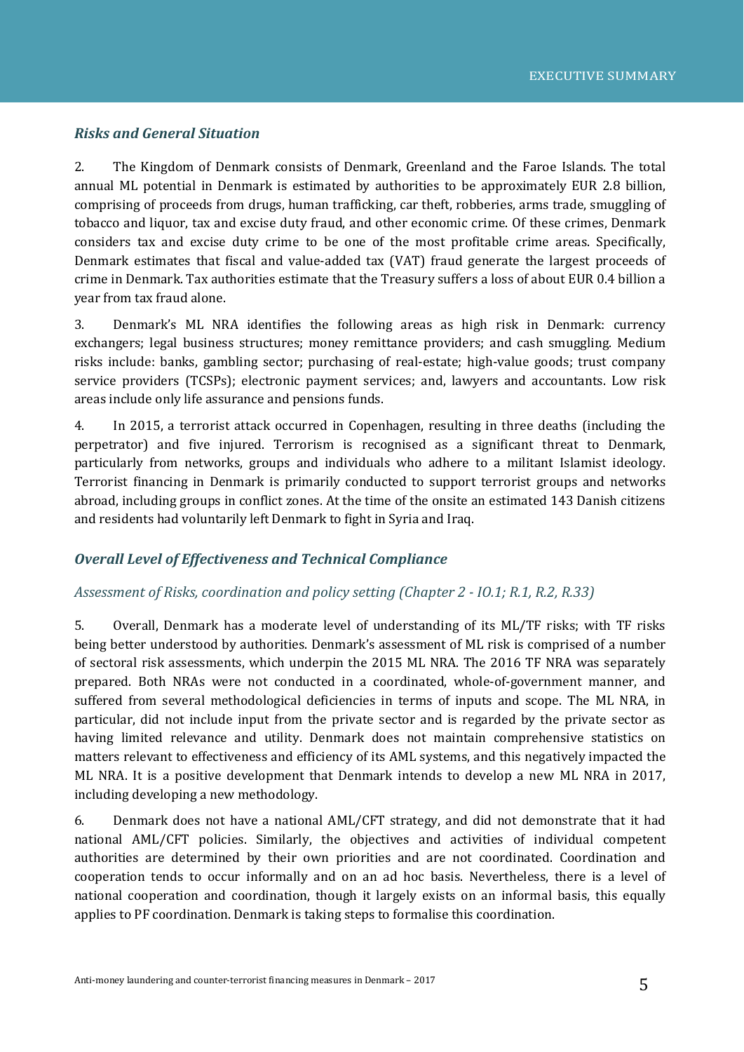### *Risks and General Situation*

2. The Kingdom of Denmark consists of Denmark, Greenland and the Faroe Islands. The total annual ML potential in Denmark is estimated by authorities to be approximately EUR 2.8 billion, comprising of proceeds from drugs, human trafficking, car theft, robberies, arms trade, smuggling of tobacco and liquor, tax and excise duty fraud, and other economic crime. Of these crimes, Denmark considers tax and excise duty crime to be one of the most profitable crime areas. Specifically, Denmark estimates that fiscal and value-added tax (VAT) fraud generate the largest proceeds of crime in Denmark. Tax authorities estimate that the Treasury suffers a loss of about EUR 0.4 billion a year from tax fraud alone.

3. Denmark's ML NRA identifies the following areas as high risk in Denmark: currency exchangers; legal business structures; money remittance providers; and cash smuggling. Medium risks include: banks, gambling sector; purchasing of real-estate; high-value goods; trust company service providers (TCSPs); electronic payment services; and, lawyers and accountants. Low risk areas include only life assurance and pensions funds.

4. In 2015, a terrorist attack occurred in Copenhagen, resulting in three deaths (including the perpetrator) and five injured. Terrorism is recognised as a significant threat to Denmark, particularly from networks, groups and individuals who adhere to a militant Islamist ideology. Terrorist financing in Denmark is primarily conducted to support terrorist groups and networks abroad, including groups in conflict zones. At the time of the onsite an estimated 143 Danish citizens and residents had voluntarily left Denmark to fight in Syria and Iraq.

### *Overall Level of Effectiveness and Technical Compliance*

#### *Assessment of Risks, coordination and policy setting (Chapter 2 - IO.1; R.1, R.2, R.33)*

5. Overall, Denmark has a moderate level of understanding of its ML/TF risks; with TF risks being better understood by authorities. Denmark's assessment of ML risk is comprised of a number of sectoral risk assessments, which underpin the 2015 ML NRA. The 2016 TF NRA was separately prepared. Both NRAs were not conducted in a coordinated, whole-of-government manner, and suffered from several methodological deficiencies in terms of inputs and scope. The ML NRA, in particular, did not include input from the private sector and is regarded by the private sector as having limited relevance and utility. Denmark does not maintain comprehensive statistics on matters relevant to effectiveness and efficiency of its AML systems, and this negatively impacted the ML NRA. It is a positive development that Denmark intends to develop a new ML NRA in 2017, including developing a new methodology.

6. Denmark does not have a national AML/CFT strategy, and did not demonstrate that it had national AML/CFT policies. Similarly, the objectives and activities of individual competent authorities are determined by their own priorities and are not coordinated. Coordination and cooperation tends to occur informally and on an ad hoc basis. Nevertheless, there is a level of national cooperation and coordination, though it largely exists on an informal basis, this equally applies to PF coordination. Denmark is taking steps to formalise this coordination.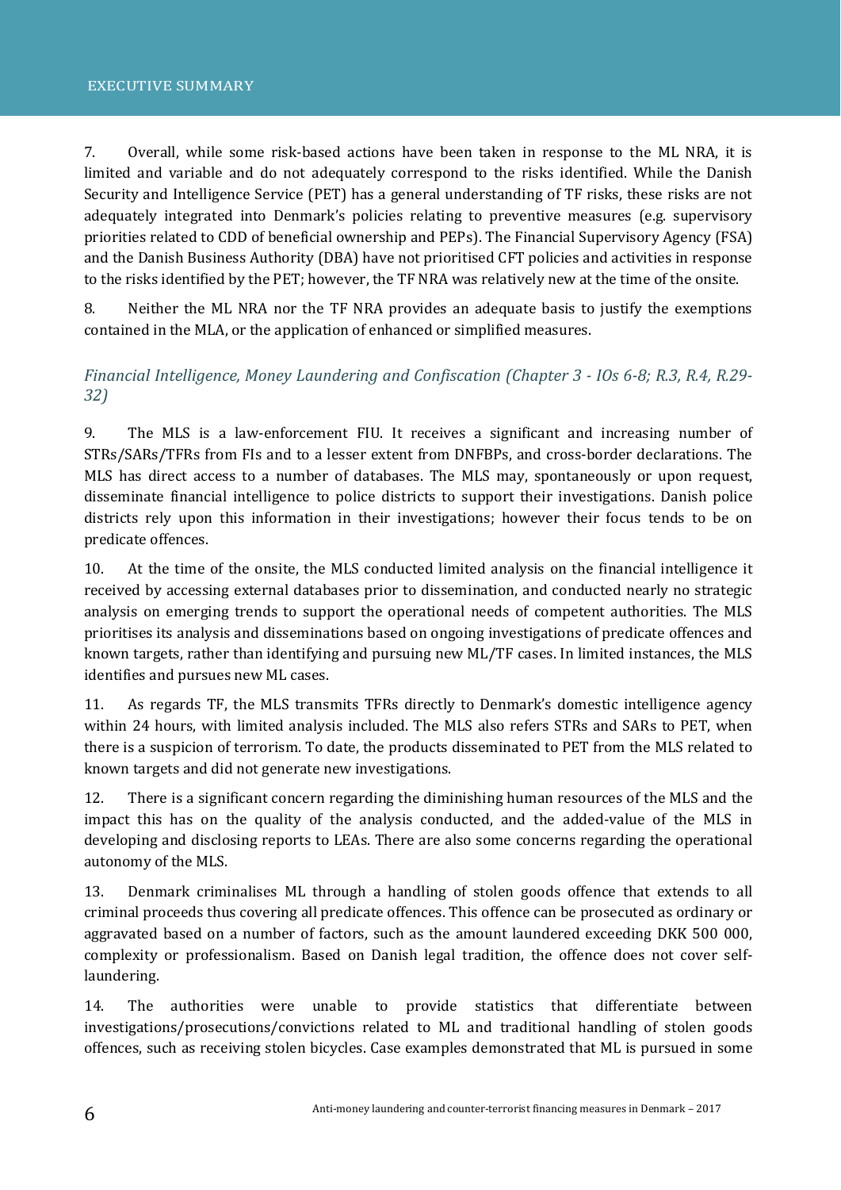7. Overall, while some risk-based actions have been taken in response to the ML NRA, it is limited and variable and do not adequately correspond to the risks identified. While the Danish Security and Intelligence Service (PET) has a general understanding of TF risks, these risks are not adequately integrated into Denmark's policies relating to preventive measures (e.g. supervisory priorities related to CDD of beneficial ownership and PEPs). The Financial Supervisory Agency (FSA) and the Danish Business Authority (DBA) have not prioritised CFT policies and activities in response to the risks identified by the PET; however, the TF NRA was relatively new at the time of the onsite.

8. Neither the ML NRA nor the TF NRA provides an adequate basis to justify the exemptions contained in the MLA, or the application of enhanced or simplified measures.

### *Financial Intelligence, Money Laundering and Confiscation (Chapter 3 - IOs 6-8; R.3, R.4, R.29-32)*

9. The MLS is a law-enforcement FIU. It receives a significant and increasing number of STRs/SARs/TFRs from FIs and to a lesser extent from DNFBPs, and cross-border declarations. The MLS has direct access to a number of databases. The MLS may, spontaneously or upon request, disseminate financial intelligence to police districts to support their investigations. Danish police districts rely upon this information in their investigations; however their focus tends to be on predicate offences.

10. At the time of the onsite, the MLS conducted limited analysis on the financial intelligence it received by accessing external databases prior to dissemination, and conducted nearly no strategic analysis on emerging trends to support the operational needs of competent authorities. The MLS prioritises its analysis and disseminations based on ongoing investigations of predicate offences and known targets, rather than identifying and pursuing new ML/TF cases. In limited instances, the MLS identifies and pursues new ML cases.

11. As regards TF, the MLS transmits TFRs directly to Denmark's domestic intelligence agency within 24 hours, with limited analysis included. The MLS also refers STRs and SARs to PET, when there is a suspicion of terrorism. To date, the products disseminated to PET from the MLS related to known targets and did not generate new investigations.

12. There is a significant concern regarding the diminishing human resources of the MLS and the impact this has on the quality of the analysis conducted, and the added-value of the MLS in developing and disclosing reports to LEAs. There are also some concerns regarding the operational autonomy of the MLS.

13. Denmark criminalises ML through a handling of stolen goods offence that extends to all criminal proceeds thus covering all predicate offences. This offence can be prosecuted as ordinary or aggravated based on a number of factors, such as the amount laundered exceeding DKK 500 000, complexity or professionalism. Based on Danish legal tradition, the offence does not cover self-laundering.

14. The authorities were unable to provide statistics that differentiate between investigations/prosecutions/convictions related to ML and traditional handling of stolen goods offences, such as receiving stolen bicycles. Case examples demonstrated that ML is pursued in some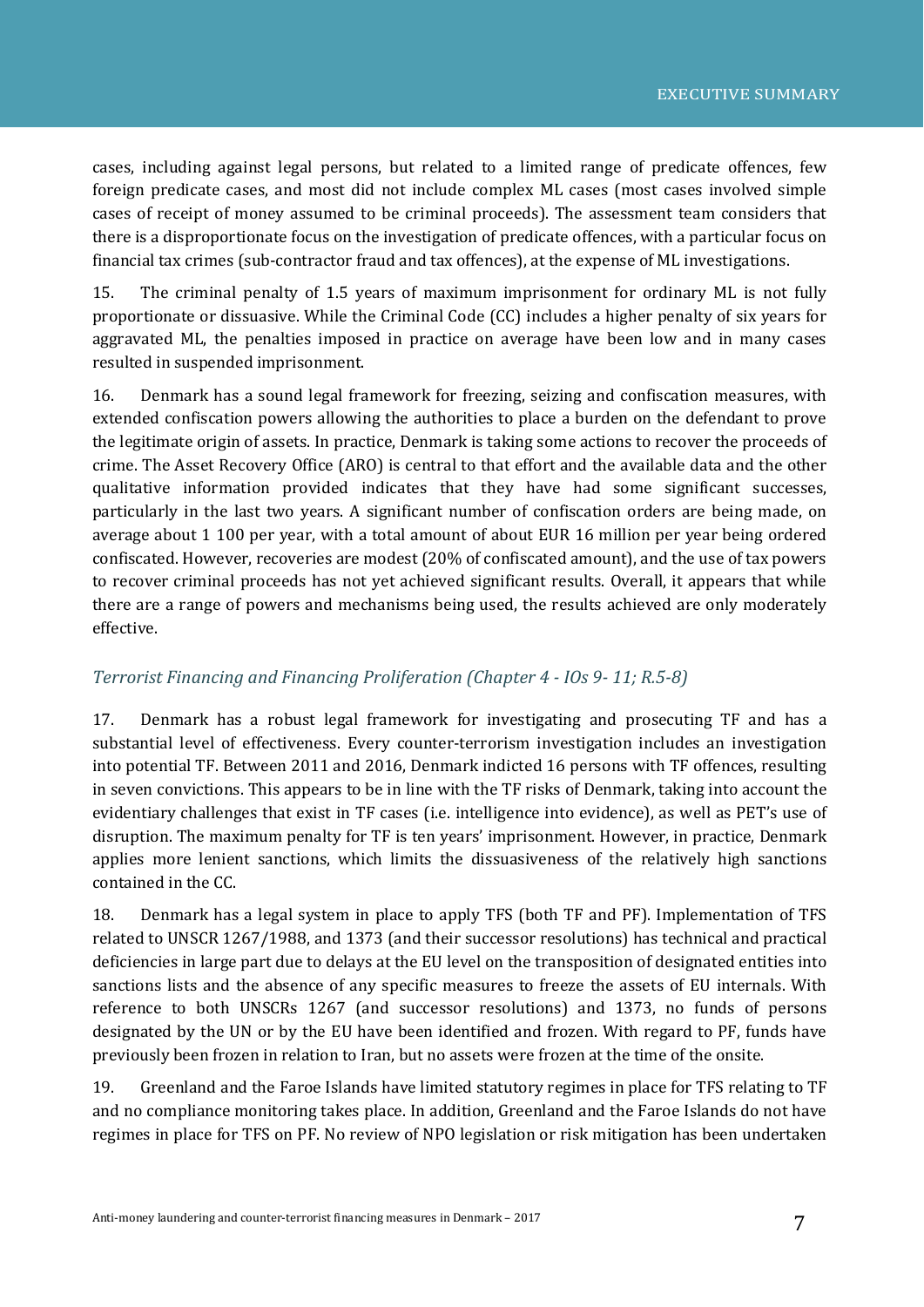cases, including against legal persons, but related to a limited range of predicate offences, few foreign predicate cases, and most did not include complex ML cases (most cases involved simple cases of receipt of money assumed to be criminal proceeds). The assessment team considers that there is a disproportionate focus on the investigation of predicate offences, with a particular focus on financial tax crimes (sub-contractor fraud and tax offences), at the expense of ML investigations.

15. The criminal penalty of 1.5 years of maximum imprisonment for ordinary ML is not fully proportionate or dissuasive. While the Criminal Code (CC) includes a higher penalty of six years for aggravated ML, the penalties imposed in practice on average have been low and in many cases resulted in suspended imprisonment.

16. Denmark has a sound legal framework for freezing, seizing and confiscation measures, with extended confiscation powers allowing the authorities to place a burden on the defendant to prove the legitimate origin of assets. In practice, Denmark is taking some actions to recover the proceeds of crime. The Asset Recovery Office (ARO) is central to that effort and the available data and the other qualitative information provided indicates that they have had some significant successes, particularly in the last two years. A significant number of confiscation orders are being made, on average about 1 100 per year, with a total amount of about EUR 16 million per year being ordered confiscated. However, recoveries are modest (20% of confiscated amount), and the use of tax powers to recover criminal proceeds has not yet achieved significant results. Overall, it appears that while there are a range of powers and mechanisms being used, the results achieved are only moderately effective.

### *Terrorist Financing and Financing Proliferation (Chapter 4 - IOs 9- 11; R.5-8)*

17. Denmark has a robust legal framework for investigating and prosecuting TF and has a substantial level of effectiveness. Every counter-terrorism investigation includes an investigation into potential TF. Between 2011 and 2016, Denmark indicted 16 persons with TF offences, resulting in seven convictions. This appears to be in line with the TF risks of Denmark, taking into account the evidentiary challenges that exist in TF cases (i.e. intelligence into evidence), as well as PET's use of disruption. The maximum penalty for TF is ten years' imprisonment. However, in practice, Denmark applies more lenient sanctions, which limits the dissuasiveness of the relatively high sanctions contained in the CC.

18. Denmark has a legal system in place to apply TFS (both TF and PF). Implementation of TFS related to UNSCR 1267/1988, and 1373 (and their successor resolutions) has technical and practical deficiencies in large part due to delays at the EU level on the transposition of designated entities into sanctions lists and the absence of any specific measures to freeze the assets of EU internals. With reference to both UNSCRs 1267 (and successor resolutions) and 1373, no funds of persons designated by the UN or by the EU have been identified and frozen. With regard to PF, funds have previously been frozen in relation to Iran, but no assets were frozen at the time of the onsite.

19. Greenland and the Faroe Islands have limited statutory regimes in place for TFS relating to TF and no compliance monitoring takes place. In addition, Greenland and the Faroe Islands do not have regimes in place for TFS on PF. No review of NPO legislation or risk mitigation has been undertaken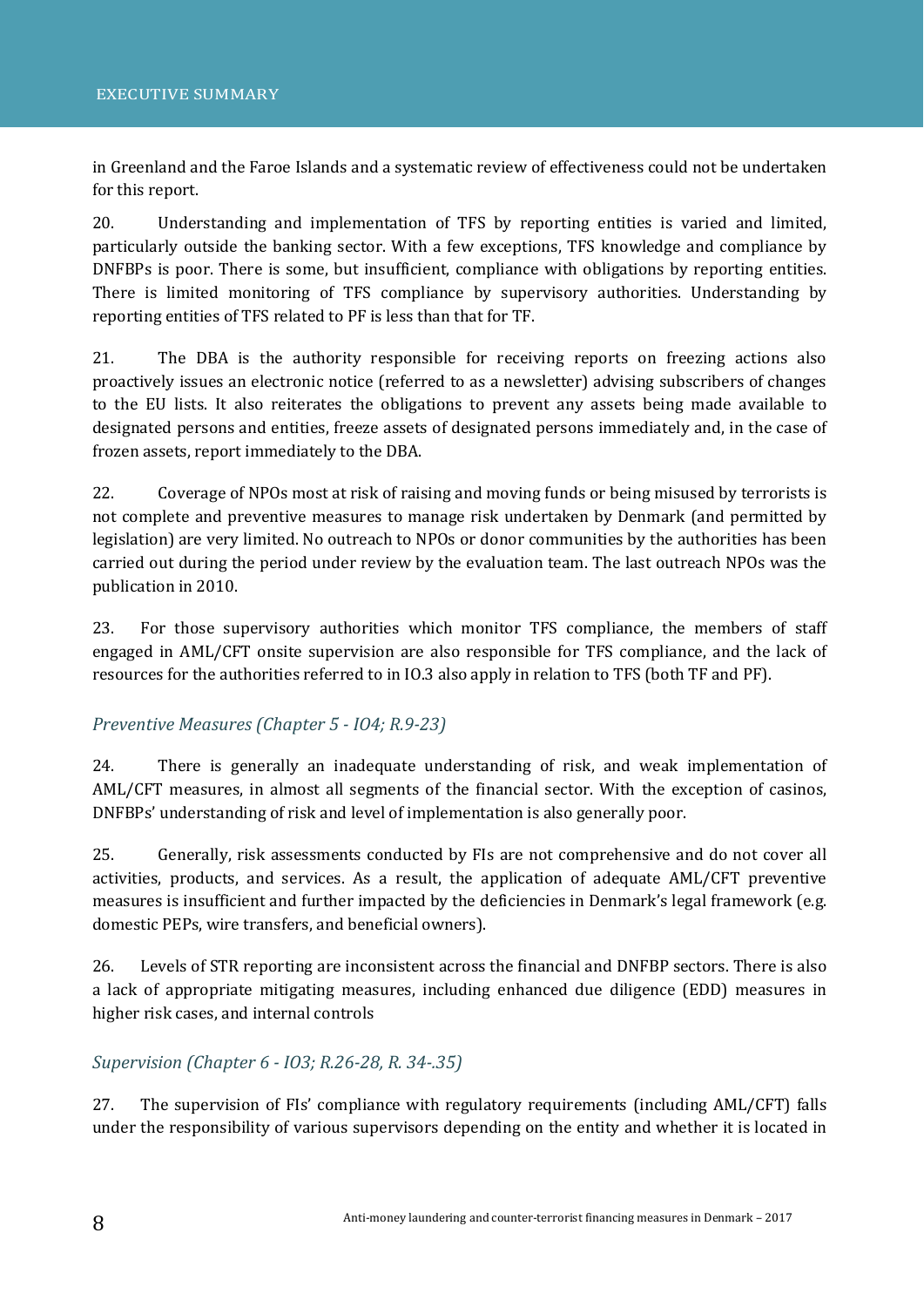in Greenland and the Faroe Islands and a systematic review of effectiveness could not be undertaken for this report.

20. Understanding and implementation of TFS by reporting entities is varied and limited, particularly outside the banking sector. With a few exceptions, TFS knowledge and compliance by DNFBPs is poor. There is some, but insufficient, compliance with obligations by reporting entities. There is limited monitoring of TFS compliance by supervisory authorities. Understanding by reporting entities of TFS related to PF is less than that for TF.

21. The DBA is the authority responsible for receiving reports on freezing actions also proactively issues an electronic notice (referred to as a newsletter) advising subscribers of changes to the EU lists. It also reiterates the obligations to prevent any assets being made available to designated persons and entities, freeze assets of designated persons immediately and, in the case of frozen assets, report immediately to the DBA.

22. Coverage of NPOs most at risk of raising and moving funds or being misused by terrorists is not complete and preventive measures to manage risk undertaken by Denmark (and permitted by legislation) are very limited. No outreach to NPOs or donor communities by the authorities has been carried out during the period under review by the evaluation team. The last outreach NPOs was the publication in 2010.

23. For those supervisory authorities which monitor TFS compliance, the members of staff engaged in AML/CFT onsite supervision are also responsible for TFS compliance, and the lack of resources for the authorities referred to in IO.3 also apply in relation to TFS (both TF and PF).

### *Preventive Measures (Chapter 5 - IO4; R.9-23)*

24. There is generally an inadequate understanding of risk, and weak implementation of AML/CFT measures, in almost all segments of the financial sector. With the exception of casinos, DNFBPs' understanding of risk and level of implementation is also generally poor.

25. Generally, risk assessments conducted by FIs are not comprehensive and do not cover all activities, products, and services. As a result, the application of adequate AML/CFT preventive measures is insufficient and further impacted by the deficiencies in Denmark's legal framework (e.g. domestic PEPs, wire transfers, and beneficial owners).

26. Levels of STR reporting are inconsistent across the financial and DNFBP sectors. There is also a lack of appropriate mitigating measures, including enhanced due diligence (EDD) measures in higher risk cases, and internal controls

### *Supervision (Chapter 6 - IO3; R.26-28, R. 34-.35)*

27. The supervision of FIs' compliance with regulatory requirements (including AML/CFT) falls under the responsibility of various supervisors depending on the entity and whether it is located in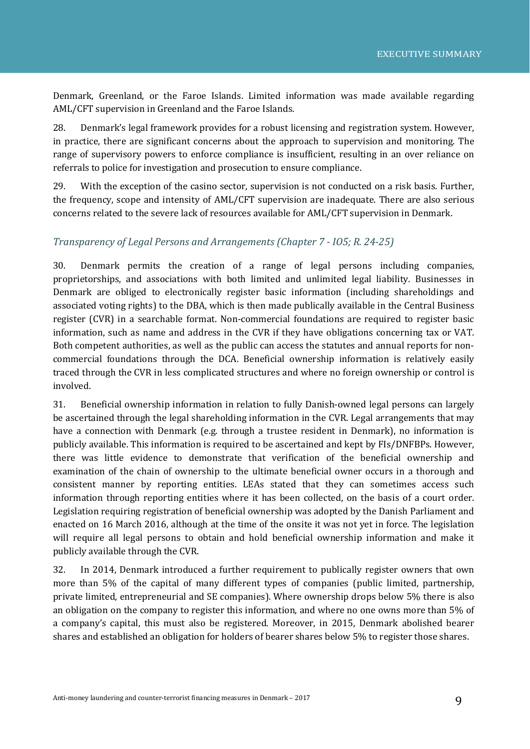Denmark, Greenland, or the Faroe Islands. Limited information was made available regarding AML/CFT supervision in Greenland and the Faroe Islands.

28. Denmark's legal framework provides for a robust licensing and registration system. However, in practice, there are significant concerns about the approach to supervision and monitoring. The range of supervisory powers to enforce compliance is insufficient, resulting in an over reliance on referrals to police for investigation and prosecution to ensure compliance.

29. With the exception of the casino sector, supervision is not conducted on a risk basis. Further, the frequency, scope and intensity of AML/CFT supervision are inadequate. There are also serious concerns related to the severe lack of resources available for AML/CFT supervision in Denmark.

### *Transparency of Legal Persons and Arrangements (Chapter 7 - IO5; R. 24-25)*

30. Denmark permits the creation of a range of legal persons including companies, proprietorships, and associations with both limited and unlimited legal liability. Businesses in Denmark are obliged to electronically register basic information (including shareholdings and associated voting rights) to the DBA, which is then made publically available in the Central Business register (CVR) in a searchable format. Non-commercial foundations are required to register basic information, such as name and address in the CVR if they have obligations concerning tax or VAT. Both competent authorities, as well as the public can access the statutes and annual reports for non-commercial foundations through the DCA. Beneficial ownership information is relatively easily traced through the CVR in less complicated structures and where no foreign ownership or control is involved.

31. Beneficial ownership information in relation to fully Danish-owned legal persons can largely be ascertained through the legal shareholding information in the CVR. Legal arrangements that may have a connection with Denmark (e.g. through a trustee resident in Denmark), no information is publicly available. This information is required to be ascertained and kept by FIs/DNFBPs. However, there was little evidence to demonstrate that verification of the beneficial ownership and examination of the chain of ownership to the ultimate beneficial owner occurs in a thorough and consistent manner by reporting entities. LEAs stated that they can sometimes access such information through reporting entities where it has been collected, on the basis of a court order. Legislation requiring registration of beneficial ownership was adopted by the Danish Parliament and enacted on 16 March 2016, although at the time of the onsite it was not yet in force. The legislation will require all legal persons to obtain and hold beneficial ownership information and make it publicly available through the CVR.

32. In 2014, Denmark introduced a further requirement to publically register owners that own more than 5% of the capital of many different types of companies (public limited, partnership, private limited, entrepreneurial and SE companies). Where ownership drops below 5% there is also an obligation on the company to register this information, and where no one owns more than 5% of a company's capital, this must also be registered. Moreover, in 2015, Denmark abolished bearer shares and established an obligation for holders of bearer shares below 5% to register those shares.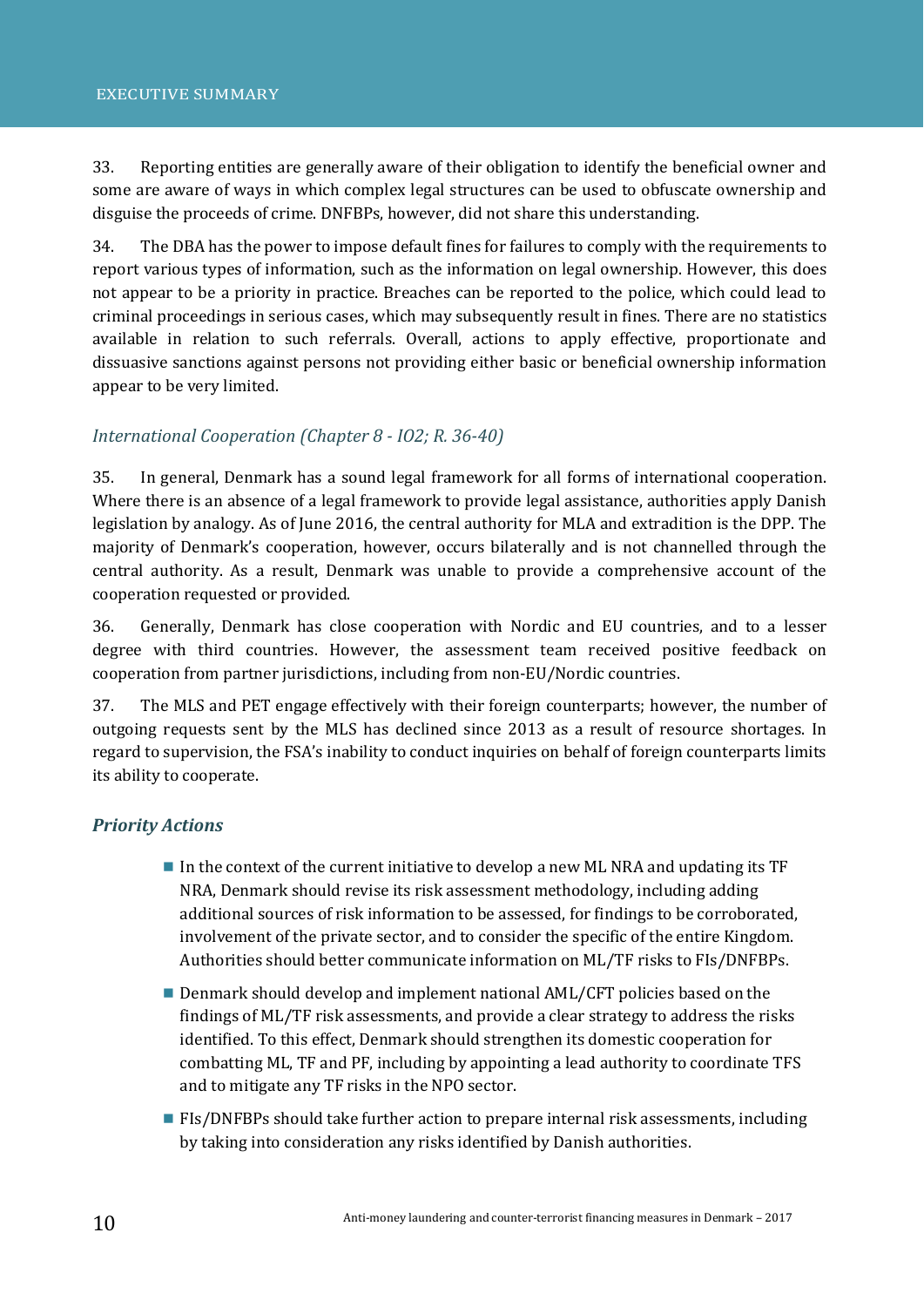33. Reporting entities are generally aware of their obligation to identify the beneficial owner and some are aware of ways in which complex legal structures can be used to obfuscate ownership and disguise the proceeds of crime. DNFBPs, however, did not share this understanding.

34. The DBA has the power to impose default fines for failures to comply with the requirements to report various types of information, such as the information on legal ownership. However, this does not appear to be a priority in practice. Breaches can be reported to the police, which could lead to criminal proceedings in serious cases, which may subsequently result in fines. There are no statistics available in relation to such referrals. Overall, actions to apply effective, proportionate and dissuasive sanctions against persons not providing either basic or beneficial ownership information appear to be very limited.

### *International Cooperation (Chapter 8 - IO2; R. 36-40)*

35. In general, Denmark has a sound legal framework for all forms of international cooperation. Where there is an absence of a legal framework to provide legal assistance, authorities apply Danish legislation by analogy. As of June 2016, the central authority for MLA and extradition is the DPP. The majority of Denmark's cooperation, however, occurs bilaterally and is not channelled through the central authority. As a result, Denmark was unable to provide a comprehensive account of the cooperation requested or provided.

36. Generally, Denmark has close cooperation with Nordic and EU countries, and to a lesser degree with third countries. However, the assessment team received positive feedback on cooperation from partner jurisdictions, including from non-EU/Nordic countries.

37. The MLS and PET engage effectively with their foreign counterparts; however, the number of outgoing requests sent by the MLS has declined since 2013 as a result of resource shortages. In regard to supervision, the FSA's inability to conduct inquiries on behalf of foreign counterparts limits its ability to cooperate.

## ***Priority Actions***

- In the context of the current initiative to develop a new ML NRA and updating its TF NRA, Denmark should revise its risk assessment methodology, including adding additional sources of risk information to be assessed, for findings to be corroborated, involvement of the private sector, and to consider the specific of the entire Kingdom. Authorities should better communicate information on ML/TF risks to FIs/DNFBPs.
- Denmark should develop and implement national AML/CFT policies based on the findings of ML/TF risk assessments, and provide a clear strategy to address the risks identified. To this effect, Denmark should strengthen its domestic cooperation for combatting ML, TF and PF, including by appointing a lead authority to coordinate TFS and to mitigate any TF risks in the NPO sector.
- FIs/DNFBPs should take further action to prepare internal risk assessments, including by taking into consideration any risks identified by Danish authorities.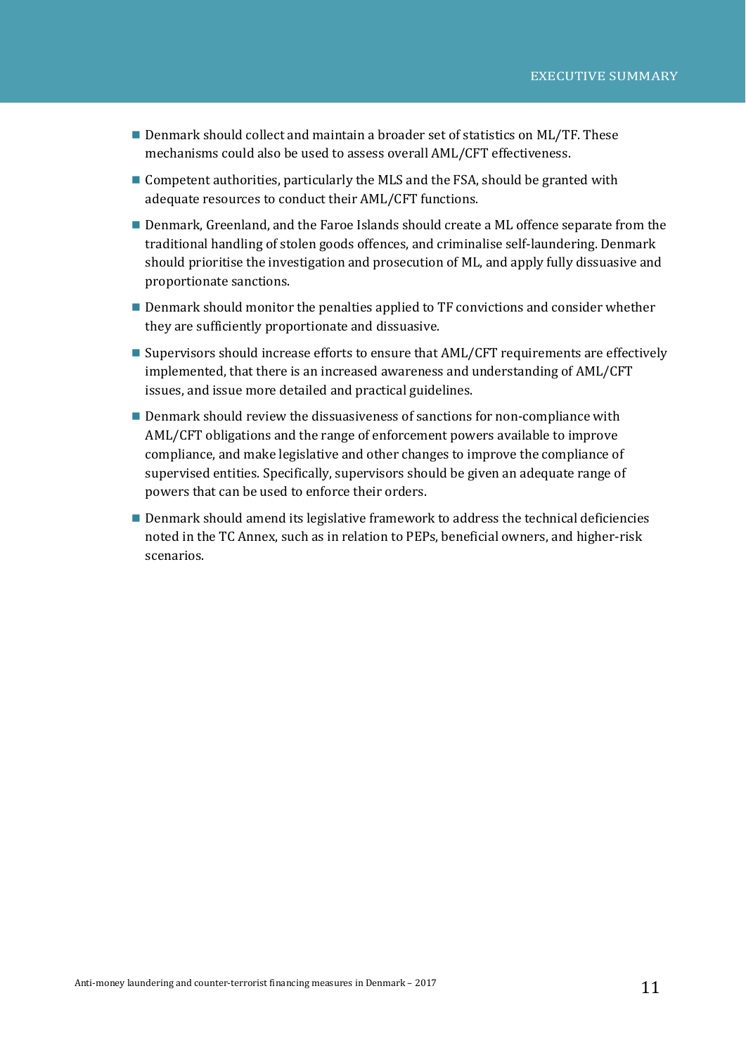- Denmark should collect and maintain a broader set of statistics on ML/TF. These mechanisms could also be used to assess overall AML/CFT effectiveness.
- Competent authorities, particularly the MLS and the FSA, should be granted with adequate resources to conduct their AML/CFT functions.
- Denmark, Greenland, and the Faroe Islands should create a ML offence separate from the traditional handling of stolen goods offences, and criminalise self-laundering. Denmark should prioritise the investigation and prosecution of ML, and apply fully dissuasive and proportionate sanctions.
- Denmark should monitor the penalties applied to TF convictions and consider whether they are sufficiently proportionate and dissuasive.
- Supervisors should increase efforts to ensure that AML/CFT requirements are effectively implemented, that there is an increased awareness and understanding of AML/CFT issues, and issue more detailed and practical guidelines.
- Denmark should review the dissuasiveness of sanctions for non-compliance with AML/CFT obligations and the range of enforcement powers available to improve compliance, and make legislative and other changes to improve the compliance of supervised entities. Specifically, supervisors should be given an adequate range of powers that can be used to enforce their orders.
- Denmark should amend its legislative framework to address the technical deficiencies noted in the TC Annex, such as in relation to PEPs, beneficial owners, and higher-risk scenarios.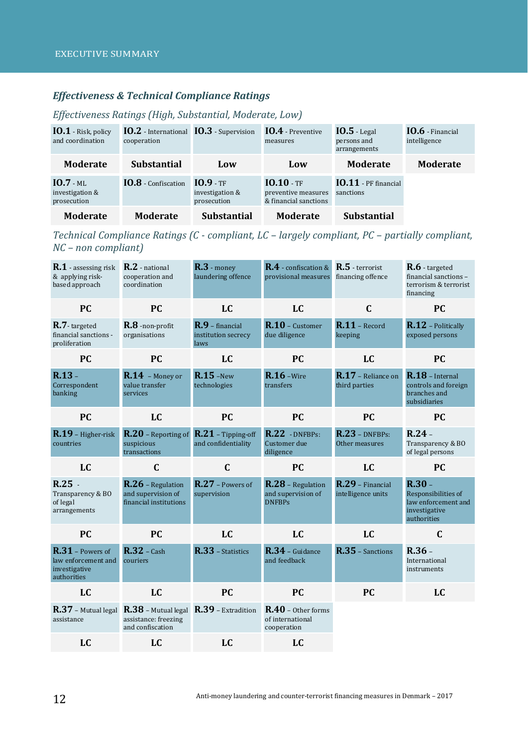### *Effectiveness & Technical Compliance Ratings*

*Effectiveness Ratings (High, Substantial, Moderate, Low)*

| IO.1 - Risk, policy and coordination | IO.2 - International cooperation | IO.3 - Supervision | IO.4 - Preventive measures | IO.5 - Legal persons and arrangements | IO.6 - Financial intelligence |
|---|---|---|---|---|---|
| Moderate | Substantial | Low | Low | Moderate | Moderate |
| **IO.7** - ML investigation & prosecution | **IO.8** - Confiscation | **IO.9** - TF investigation & prosecution | **IO.10** - TF preventive measures & financial sanctions | **IO.11** - PF financial sanctions | |
| Moderate | Moderate | Substantial | Moderate | Substantial | |

*Technical Compliance Ratings (C - compliant, LC – largely compliant, PC – partially compliant, NC – non compliant)*

| R.1 - assessing risk & applying risk-based approach | R.2 - national cooperation and coordination | R.3 - money laundering offence | R.4 - confiscation & provisional measures | R.5 - terrorist financing offence | R.6 - targeted financial sanctions – terrorism & terrorist financing |
|---|---|---|---|---|---|
| PC | PC | LC | LC | C | PC |
| **R.7**- targeted financial sanctions - proliferation | **R.8** -non-profit organisations | **R.9** – financial institution secrecy laws | **R.10** – Customer due diligence | **R.11** – Record keeping | **R.12** – Politically exposed persons |
| PC | PC | LC | PC | LC | PC |
| **R.13** – Correspondent banking | **R.14** – Money or value transfer services | **R.15** –New technologies | **R.16** –Wire transfers | **R.17** – Reliance on third parties | **R.18** – Internal controls and foreign branches and subsidiaries |
| PC | LC | PC | PC | PC | PC |
| **R.19** – Higher-risk countries | **R.20** – Reporting of suspicious transactions | **R.21** – Tipping-off and confidentiality | **R.22** - DNFBPs: Customer due diligence | **R.23** – DNFBPs: Other measures | **R.24** – Transparency & BO of legal persons |
| LC | C | C | PC | LC | PC |
| **R.25** - Transparency & BO of legal arrangements | **R.26** – Regulation and supervision of financial institutions | **R.27** – Powers of supervision | **R.28** – Regulation and supervision of DNFBPs | **R.29** – Financial intelligence units | **R.30** – Responsibilities of law enforcement and investigative authorities |
| PC | PC | LC | LC | LC | C |
| **R.31** – Powers of law enforcement and investigative authorities | **R.32** – Cash couriers | **R.33** – Statistics | **R.34** – Guidance and feedback | **R.35** – Sanctions | **R.36** – International instruments |
| LC | LC | PC | PC | PC | LC |
| **R.37** – Mutual legal assistance | **R.38** – Mutual legal assistance: freezing and confiscation | **R.39** – Extradition | **R.40** – Other forms of international cooperation | | |
| LC | LC | LC | LC | | |